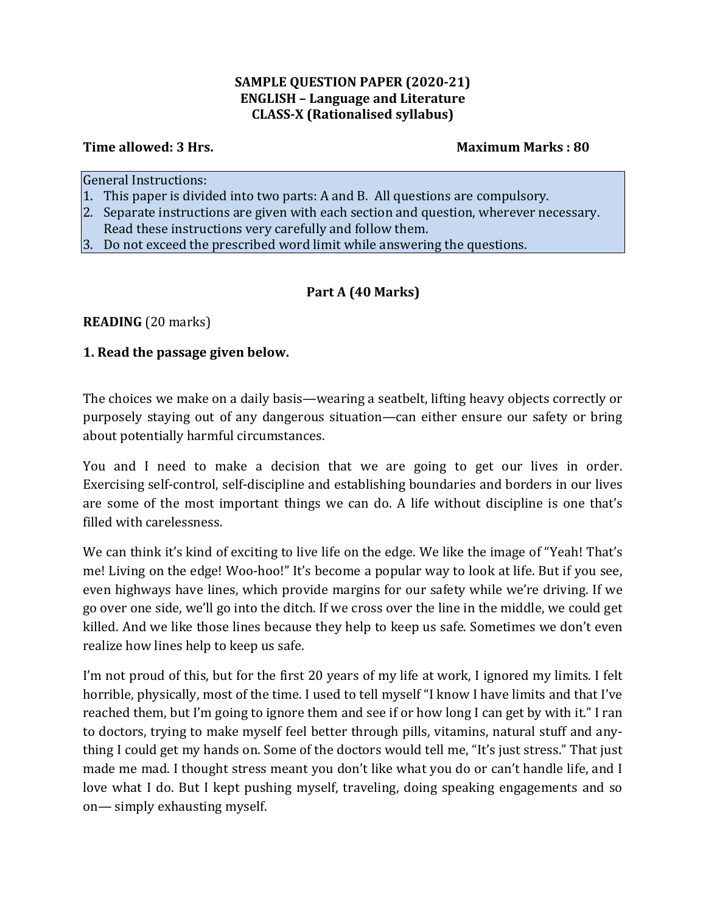# SAMPLE QUESTION PAPER (2020-21)
## ENGLISH – Language and Literature
## CLASS-X (Rationalised syllabus)

**Time allowed: 3 Hrs.** **Maximum Marks : 80**

General Instructions:
1. This paper is divided into two parts: A and B. All questions are compulsory.
2. Separate instructions are given with each section and question, wherever necessary. Read these instructions very carefully and follow them.
3. Do not exceed the prescribed word limit while answering the questions.

## Part A (40 Marks)

**READING** (20 marks)

**1. Read the passage given below.**

The choices we make on a daily basis—wearing a seatbelt, lifting heavy objects correctly or purposely staying out of any dangerous situation—can either ensure our safety or bring about potentially harmful circumstances.

You and I need to make a decision that we are going to get our lives in order. Exercising self-control, self-discipline and establishing boundaries and borders in our lives are some of the most important things we can do. A life without discipline is one that's filled with carelessness.

We can think it's kind of exciting to live life on the edge. We like the image of "Yeah! That's me! Living on the edge! Woo-hoo!" It's become a popular way to look at life. But if you see, even highways have lines, which provide margins for our safety while we're driving. If we go over one side, we'll go into the ditch. If we cross over the line in the middle, we could get killed. And we like those lines because they help to keep us safe. Sometimes we don't even realize how lines help to keep us safe.

I'm not proud of this, but for the first 20 years of my life at work, I ignored my limits. I felt horrible, physically, most of the time. I used to tell myself "I know I have limits and that I've reached them, but I'm going to ignore them and see if or how long I can get by with it." I ran to doctors, trying to make myself feel better through pills, vitamins, natural stuff and anything I could get my hands on. Some of the doctors would tell me, "It's just stress." That just made me mad. I thought stress meant you don't like what you do or can't handle life, and I love what I do. But I kept pushing myself, traveling, doing speaking engagements and so on— simply exhausting myself.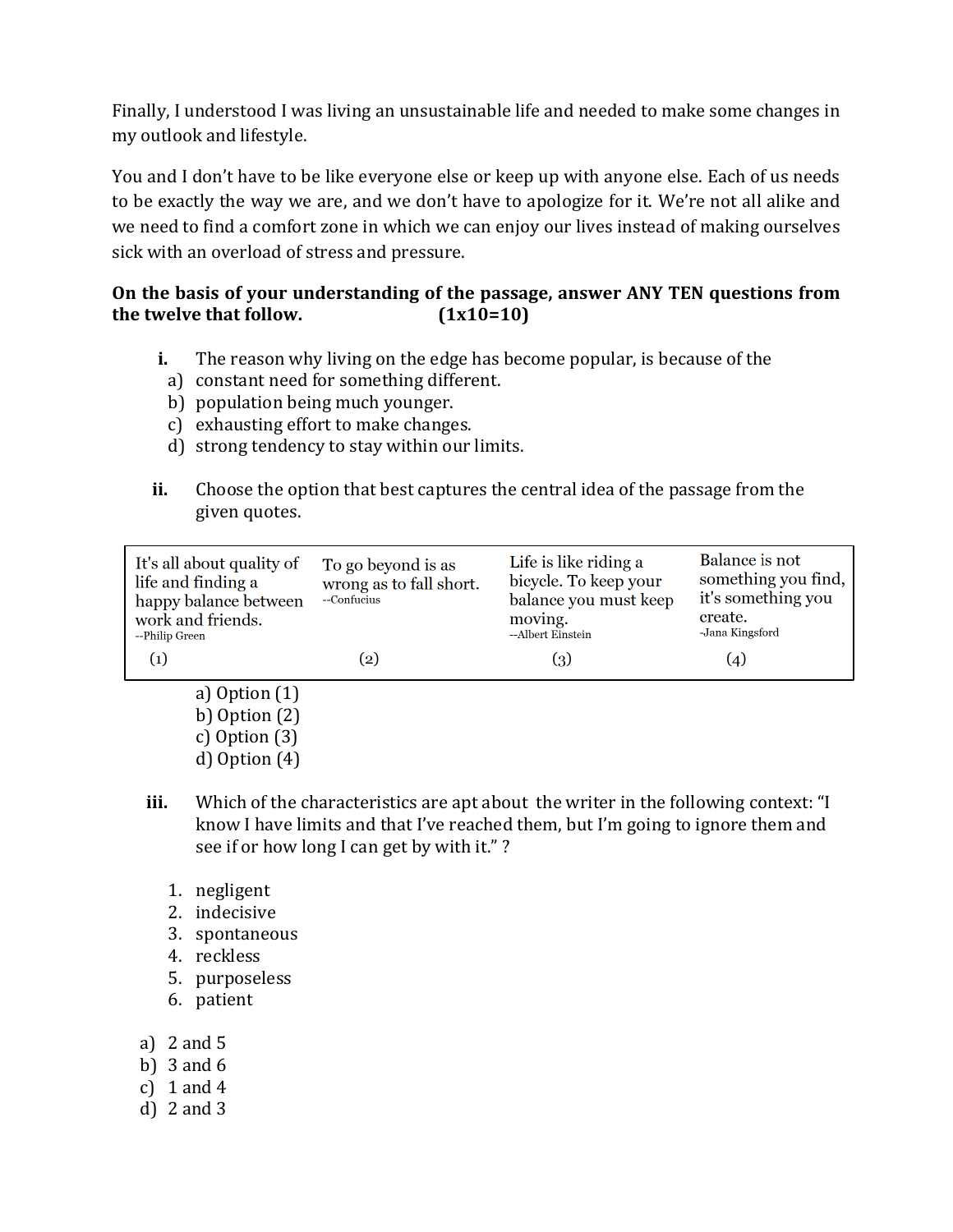Finally, I understood I was living an unsustainable life and needed to make some changes in my outlook and lifestyle.

You and I don't have to be like everyone else or keep up with anyone else. Each of us needs to be exactly the way we are, and we don't have to apologize for it. We're not all alike and we need to find a comfort zone in which we can enjoy our lives instead of making ourselves sick with an overload of stress and pressure.

**On the basis of your understanding of the passage, answer ANY TEN questions from the twelve that follow. (1x10=10)**

**i.** The reason why living on the edge has become popular, is because of the

a) constant need for something different.
b) population being much younger.
c) exhausting effort to make changes.
d) strong tendency to stay within our limits.

**ii.** Choose the option that best captures the central idea of the passage from the given quotes.

| It's all about quality of life and finding a happy balance between work and friends. --Philip Green | To go beyond is as wrong as to fall short. --Confucius | Life is like riding a bicycle. To keep your balance you must keep moving. --Albert Einstein | Balance is not something you find, it's something you create. -Jana Kingsford |
|---|---|---|---|
| (1) | (2) | (3) | (4) |

a) Option (1)
b) Option (2)
c) Option (3)
d) Option (4)

**iii.** Which of the characteristics are apt about the writer in the following context: "I know I have limits and that I've reached them, but I'm going to ignore them and see if or how long I can get by with it." ?

1. negligent
2. indecisive
3. spontaneous
4. reckless
5. purposeless
6. patient

a) 2 and 5
b) 3 and 6
c) 1 and 4
d) 2 and 3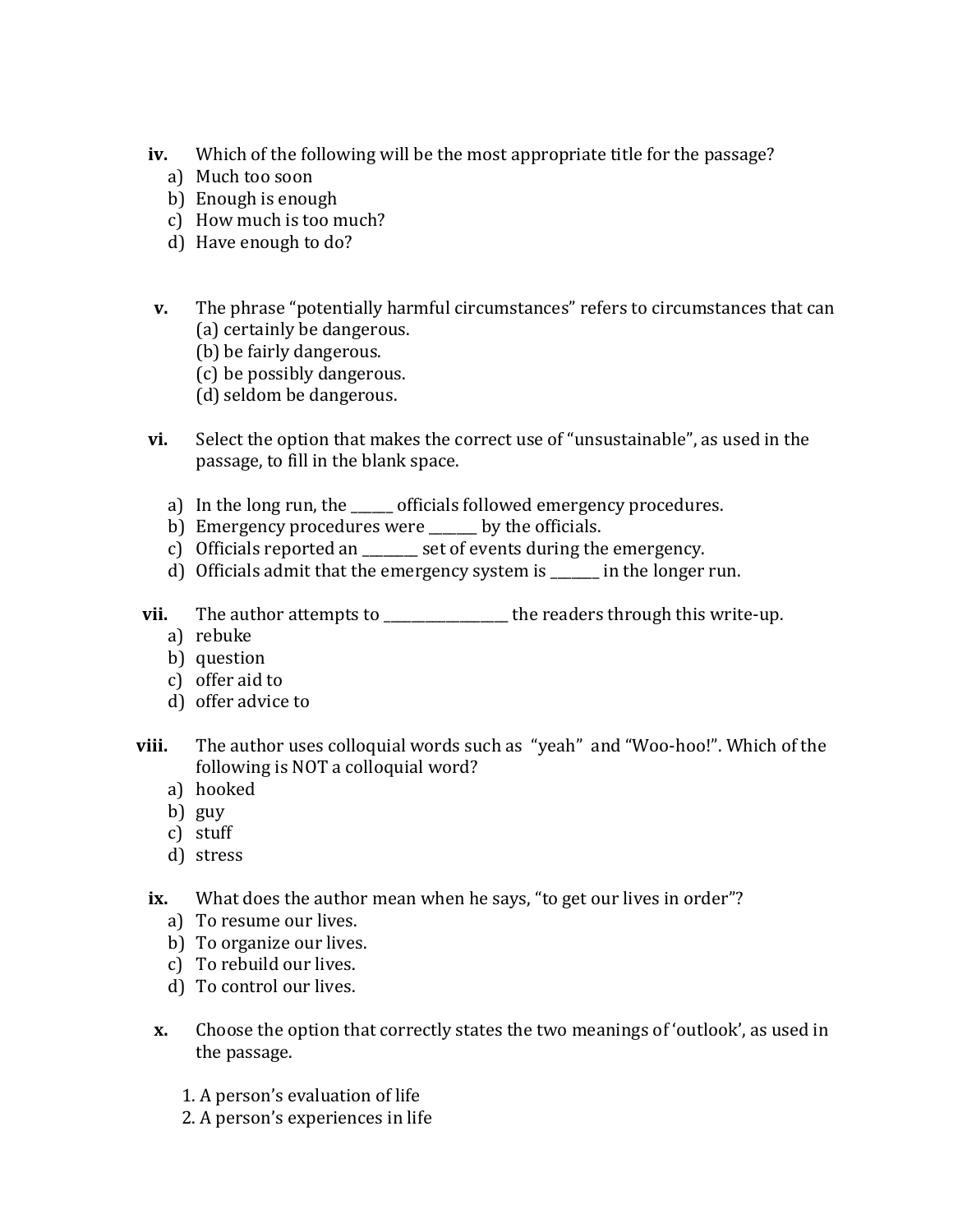iv. Which of the following will be the most appropriate title for the passage?

a) Much too soon
b) Enough is enough
c) How much is too much?
d) Have enough to do?

v. The phrase "potentially harmful circumstances" refers to circumstances that can

(a) certainly be dangerous.
(b) be fairly dangerous.
(c) be possibly dangerous.
(d) seldom be dangerous.

vi. Select the option that makes the correct use of "unsustainable", as used in the passage, to fill in the blank space.

a) In the long run, the ______ officials followed emergency procedures.
b) Emergency procedures were _______ by the officials.
c) Officials reported an ________ set of events during the emergency.
d) Officials admit that the emergency system is _______ in the longer run.

vii. The author attempts to __________________ the readers through this write-up.

a) rebuke
b) question
c) offer aid to
d) offer advice to

viii. The author uses colloquial words such as "yeah" and "Woo-hoo!". Which of the following is NOT a colloquial word?

a) hooked
b) guy
c) stuff
d) stress

ix. What does the author mean when he says, "to get our lives in order"?

a) To resume our lives.
b) To organize our lives.
c) To rebuild our lives.
d) To control our lives.

x. Choose the option that correctly states the two meanings of 'outlook', as used in the passage.

1. A person's evaluation of life
2. A person's experiences in life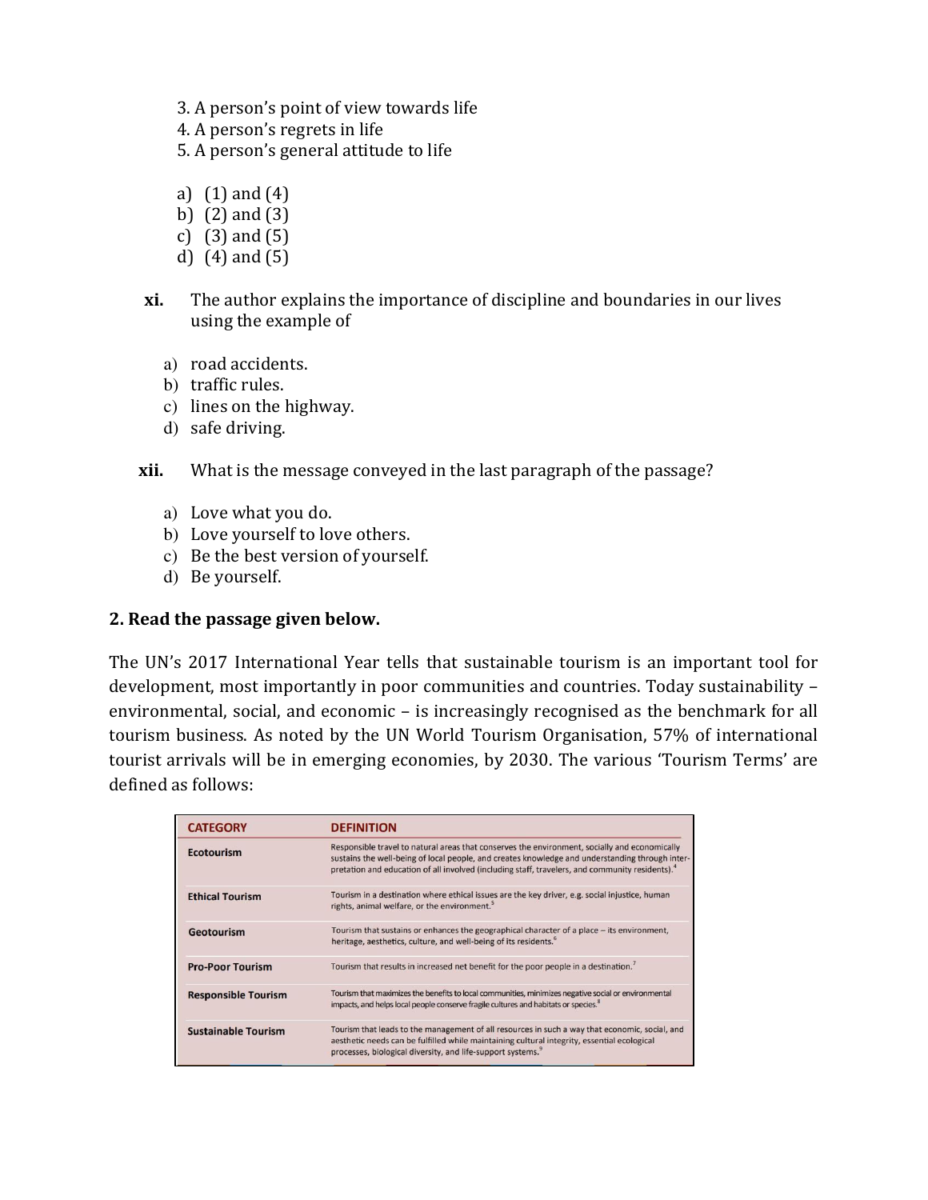3. A person's point of view towards life
4. A person's regrets in life
5. A person's general attitude to life

a) (1) and (4)
b) (2) and (3)
c) (3) and (5)
d) (4) and (5)

**xi.** The author explains the importance of discipline and boundaries in our lives using the example of

a) road accidents.
b) traffic rules.
c) lines on the highway.
d) safe driving.

**xii.** What is the message conveyed in the last paragraph of the passage?

a) Love what you do.
b) Love yourself to love others.
c) Be the best version of yourself.
d) Be yourself.

**2. Read the passage given below.**

The UN's 2017 International Year tells that sustainable tourism is an important tool for development, most importantly in poor communities and countries. Today sustainability – environmental, social, and economic – is increasingly recognised as the benchmark for all tourism business. As noted by the UN World Tourism Organisation, 57% of international tourist arrivals will be in emerging economies, by 2030. The various 'Tourism Terms' are defined as follows:

| CATEGORY | DEFINITION |
|---|---|
| Ecotourism | Responsible travel to natural areas that conserves the environment, socially and economically sustains the well-being of local people, and creates knowledge and understanding through interpretation and education of all involved (including staff, travelers, and community residents).[4] |
| Ethical Tourism | Tourism in a destination where ethical issues are the key driver, e.g. social injustice, human rights, animal welfare, or the environment.[5] |
| Geotourism | Tourism that sustains or enhances the geographical character of a place – its environment, heritage, aesthetics, culture, and well-being of its residents.[6] |
| Pro-Poor Tourism | Tourism that results in increased net benefit for the poor people in a destination.[7] |
| Responsible Tourism | Tourism that maximizes the benefits to local communities, minimizes negative social or environmental impacts, and helps local people conserve fragile cultures and habitats or species.[8] |
| Sustainable Tourism | Tourism that leads to the management of all resources in such a way that economic, social, and aesthetic needs can be fulfilled while maintaining cultural integrity, essential ecological processes, biological diversity, and life-support systems.[9] |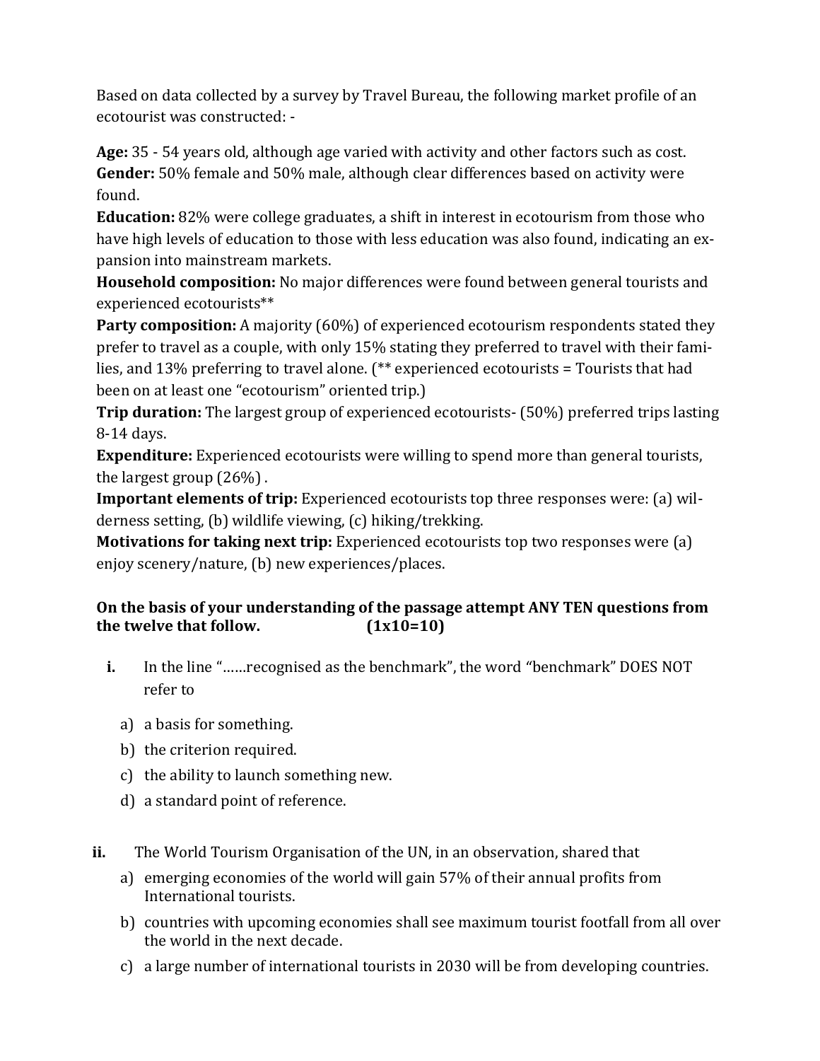Based on data collected by a survey by Travel Bureau, the following market profile of an ecotourist was constructed: -

**Age:** 35 - 54 years old, although age varied with activity and other factors such as cost.
**Gender:** 50% female and 50% male, although clear differences based on activity were found.
**Education:** 82% were college graduates, a shift in interest in ecotourism from those who have high levels of education to those with less education was also found, indicating an expansion into mainstream markets.
**Household composition:** No major differences were found between general tourists and experienced ecotourists**
**Party composition:** A majority (60%) of experienced ecotourism respondents stated they prefer to travel as a couple, with only 15% stating they preferred to travel with their families, and 13% preferring to travel alone. (** experienced ecotourists = Tourists that had been on at least one "ecotourism" oriented trip.)
**Trip duration:** The largest group of experienced ecotourists- (50%) preferred trips lasting 8-14 days.
**Expenditure:** Experienced ecotourists were willing to spend more than general tourists, the largest group (26%) .
**Important elements of trip:** Experienced ecotourists top three responses were: (a) wilderness setting, (b) wildlife viewing, (c) hiking/trekking.
**Motivations for taking next trip:** Experienced ecotourists top two responses were (a) enjoy scenery/nature, (b) new experiences/places.

**On the basis of your understanding of the passage attempt ANY TEN questions from the twelve that follow. (1x10=10)**

**i.** In the line "……recognised as the benchmark", the word "benchmark" DOES NOT refer to

a) a basis for something.
b) the criterion required.
c) the ability to launch something new.
d) a standard point of reference.

**ii.** The World Tourism Organisation of the UN, in an observation, shared that

a) emerging economies of the world will gain 57% of their annual profits from International tourists.
b) countries with upcoming economies shall see maximum tourist footfall from all over the world in the next decade.
c) a large number of international tourists in 2030 will be from developing countries.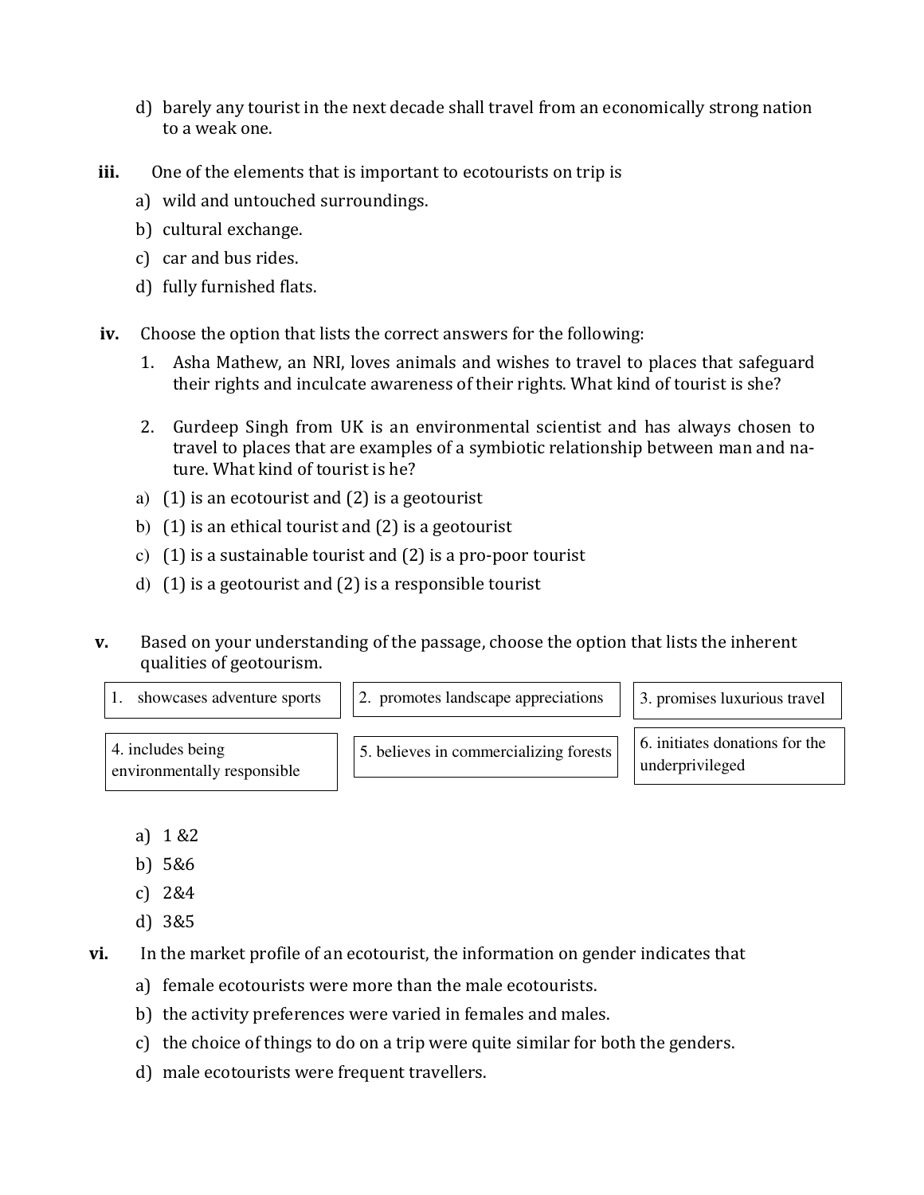d) barely any tourist in the next decade shall travel from an economically strong nation to a weak one.

**iii.** One of the elements that is important to ecotourists on trip is

a) wild and untouched surroundings.
b) cultural exchange.
c) car and bus rides.
d) fully furnished flats.

**iv.** Choose the option that lists the correct answers for the following:

1. Asha Mathew, an NRI, loves animals and wishes to travel to places that safeguard their rights and inculcate awareness of their rights. What kind of tourist is she?

2. Gurdeep Singh from UK is an environmental scientist and has always chosen to travel to places that are examples of a symbiotic relationship between man and nature. What kind of tourist is he?

a) (1) is an ecotourist and (2) is a geotourist
b) (1) is an ethical tourist and (2) is a geotourist
c) (1) is a sustainable tourist and (2) is a pro-poor tourist
d) (1) is a geotourist and (2) is a responsible tourist

**v.** Based on your understanding of the passage, choose the option that lists the inherent qualities of geotourism.

| | | |
|---|---|---|
| 1. showcases adventure sports | 2. promotes landscape appreciations | 3. promises luxurious travel |
| 4. includes being environmentally responsible | 5. believes in commercializing forests | 6. initiates donations for the underprivileged |

a) 1 &2
b) 5&6
c) 2&4
d) 3&5

**vi.** In the market profile of an ecotourist, the information on gender indicates that

a) female ecotourists were more than the male ecotourists.
b) the activity preferences were varied in females and males.
c) the choice of things to do on a trip were quite similar for both the genders.
d) male ecotourists were frequent travellers.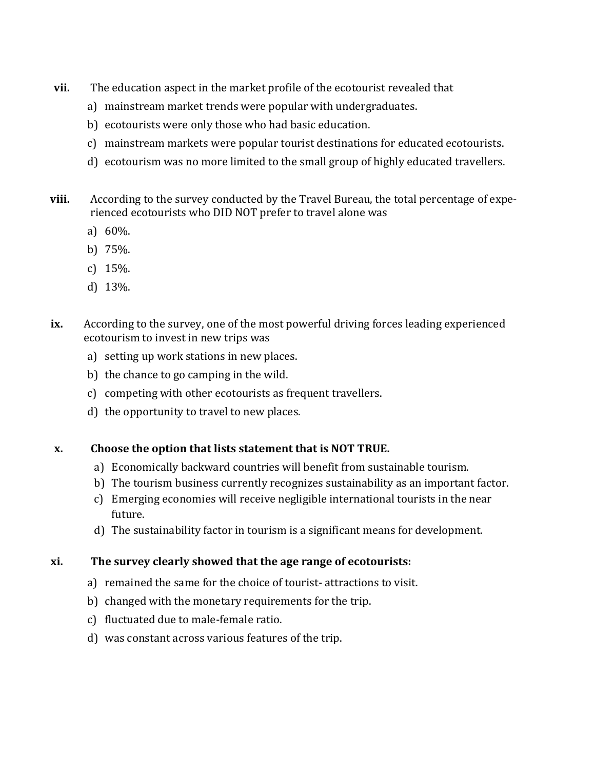**vii.** The education aspect in the market profile of the ecotourist revealed that

a) mainstream market trends were popular with undergraduates.
b) ecotourists were only those who had basic education.
c) mainstream markets were popular tourist destinations for educated ecotourists.
d) ecotourism was no more limited to the small group of highly educated travellers.

**viii.** According to the survey conducted by the Travel Bureau, the total percentage of experienced ecotourists who DID NOT prefer to travel alone was

a) 60%.
b) 75%.
c) 15%.
d) 13%.

**ix.** According to the survey, one of the most powerful driving forces leading experienced ecotourism to invest in new trips was

a) setting up work stations in new places.
b) the chance to go camping in the wild.
c) competing with other ecotourists as frequent travellers.
d) the opportunity to travel to new places.

**x. Choose the option that lists statement that is NOT TRUE.**

a) Economically backward countries will benefit from sustainable tourism.
b) The tourism business currently recognizes sustainability as an important factor.
c) Emerging economies will receive negligible international tourists in the near future.
d) The sustainability factor in tourism is a significant means for development.

**xi. The survey clearly showed that the age range of ecotourists:**

a) remained the same for the choice of tourist- attractions to visit.
b) changed with the monetary requirements for the trip.
c) fluctuated due to male-female ratio.
d) was constant across various features of the trip.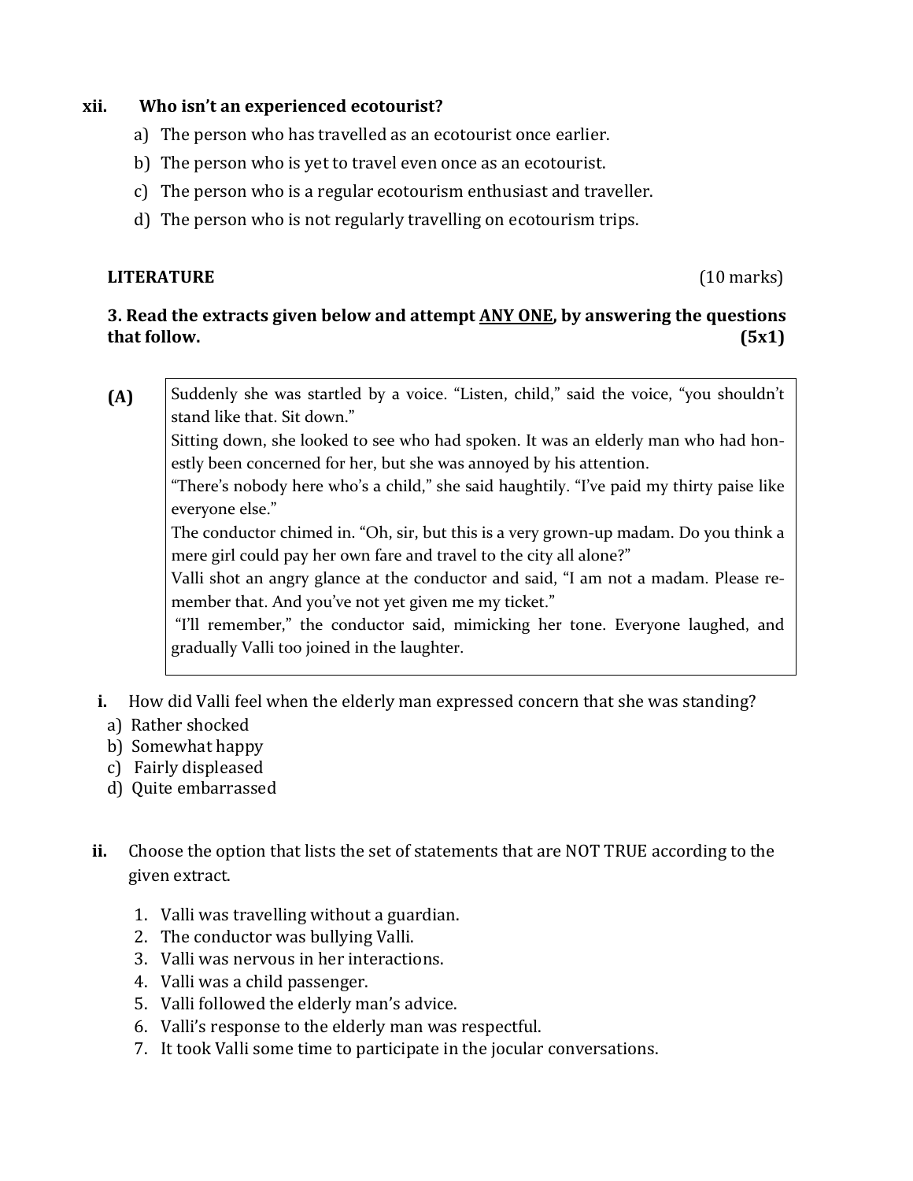xii. **Who isn't an experienced ecotourist?**

a) The person who has travelled as an ecotourist once earlier.
b) The person who is yet to travel even once as an ecotourist.
c) The person who is a regular ecotourism enthusiast and traveller.
d) The person who is not regularly travelling on ecotourism trips.

**LITERATURE** (10 marks)

**3. Read the extracts given below and attempt ANY ONE, by answering the questions that follow. (5x1)**

**(A)**

> Suddenly she was startled by a voice. "Listen, child," said the voice, "you shouldn't stand like that. Sit down."
> Sitting down, she looked to see who had spoken. It was an elderly man who had honestly been concerned for her, but she was annoyed by his attention.
> "There's nobody here who's a child," she said haughtily. "I've paid my thirty paise like everyone else."
> The conductor chimed in. "Oh, sir, but this is a very grown-up madam. Do you think a mere girl could pay her own fare and travel to the city all alone?"
> Valli shot an angry glance at the conductor and said, "I am not a madam. Please remember that. And you've not yet given me my ticket."
> "I'll remember," the conductor said, mimicking her tone. Everyone laughed, and gradually Valli too joined in the laughter.

**i.** How did Valli feel when the elderly man expressed concern that she was standing?

a) Rather shocked
b) Somewhat happy
c) Fairly displeased
d) Quite embarrassed

**ii.** Choose the option that lists the set of statements that are NOT TRUE according to the given extract.

1. Valli was travelling without a guardian.
2. The conductor was bullying Valli.
3. Valli was nervous in her interactions.
4. Valli was a child passenger.
5. Valli followed the elderly man's advice.
6. Valli's response to the elderly man was respectful.
7. It took Valli some time to participate in the jocular conversations.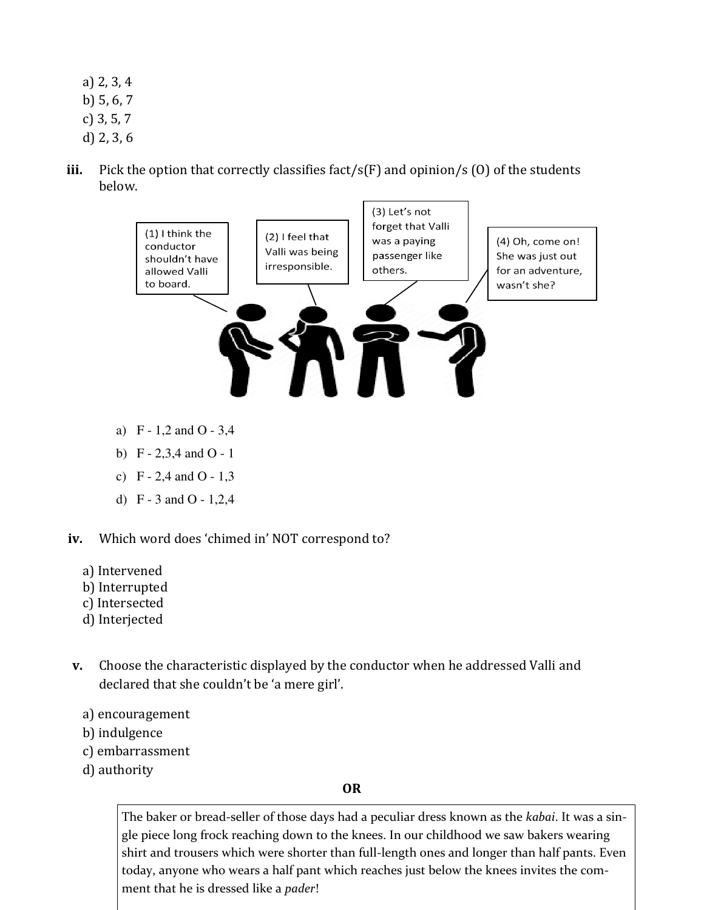a) 2, 3, 4
b) 5, 6, 7
c) 3, 5, 7
d) 2, 3, 6

**iii.** Pick the option that correctly classifies fact/s(F) and opinion/s (O) of the students below.

(1) I think the conductor shouldn't have allowed Valli to board.

(2) I feel that Valli was being irresponsible.

(3) Let's not forget that Valli was a paying passenger like others.

(4) Oh, come on! She was just out for an adventure, wasn't she?

a) F - 1,2 and O - 3,4
b) F - 2,3,4 and O - 1
c) F - 2,4 and O - 1,3
d) F - 3 and O - 1,2,4

**iv.** Which word does 'chimed in' NOT correspond to?

a) Intervened
b) Interrupted
c) Intersected
d) Interjected

**v.** Choose the characteristic displayed by the conductor when he addressed Valli and declared that she couldn't be 'a mere girl'.

a) encouragement
b) indulgence
c) embarrassment
d) authority

**OR**

The baker or bread-seller of those days had a peculiar dress known as the *kabai*. It was a single piece long frock reaching down to the knees. In our childhood we saw bakers wearing shirt and trousers which were shorter than full-length ones and longer than half pants. Even today, anyone who wears a half pant which reaches just below the knees invites the comment that he is dressed like a *pader*!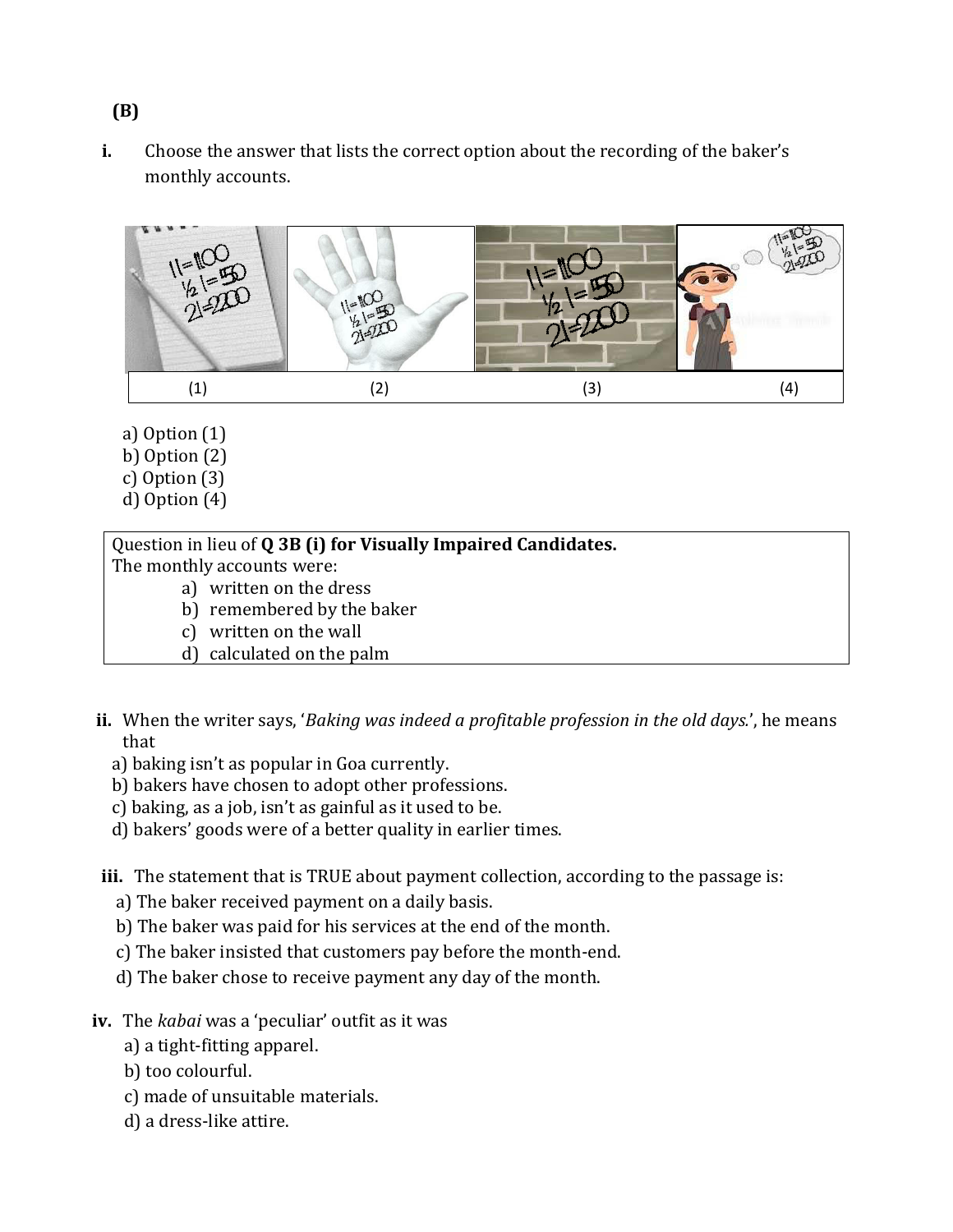**(B)**

**i.** Choose the answer that lists the correct option about the recording of the baker's monthly accounts.

| (1) | (2) | (3) | (4) |
|---|---|---|---|

a) Option (1)
b) Option (2)
c) Option (3)
d) Option (4)

Question in lieu of **Q 3B (i) for Visually Impaired Candidates.**
The monthly accounts were:

a) written on the dress
b) remembered by the baker
c) written on the wall
d) calculated on the palm

**ii.** When the writer says, '*Baking was indeed a profitable profession in the old days.*', he means that

a) baking isn't as popular in Goa currently.
b) bakers have chosen to adopt other professions.
c) baking, as a job, isn't as gainful as it used to be.
d) bakers' goods were of a better quality in earlier times.

**iii.** The statement that is TRUE about payment collection, according to the passage is:

a) The baker received payment on a daily basis.
b) The baker was paid for his services at the end of the month.
c) The baker insisted that customers pay before the month-end.
d) The baker chose to receive payment any day of the month.

**iv.** The *kabai* was a 'peculiar' outfit as it was

a) a tight-fitting apparel.
b) too colourful.
c) made of unsuitable materials.
d) a dress-like attire.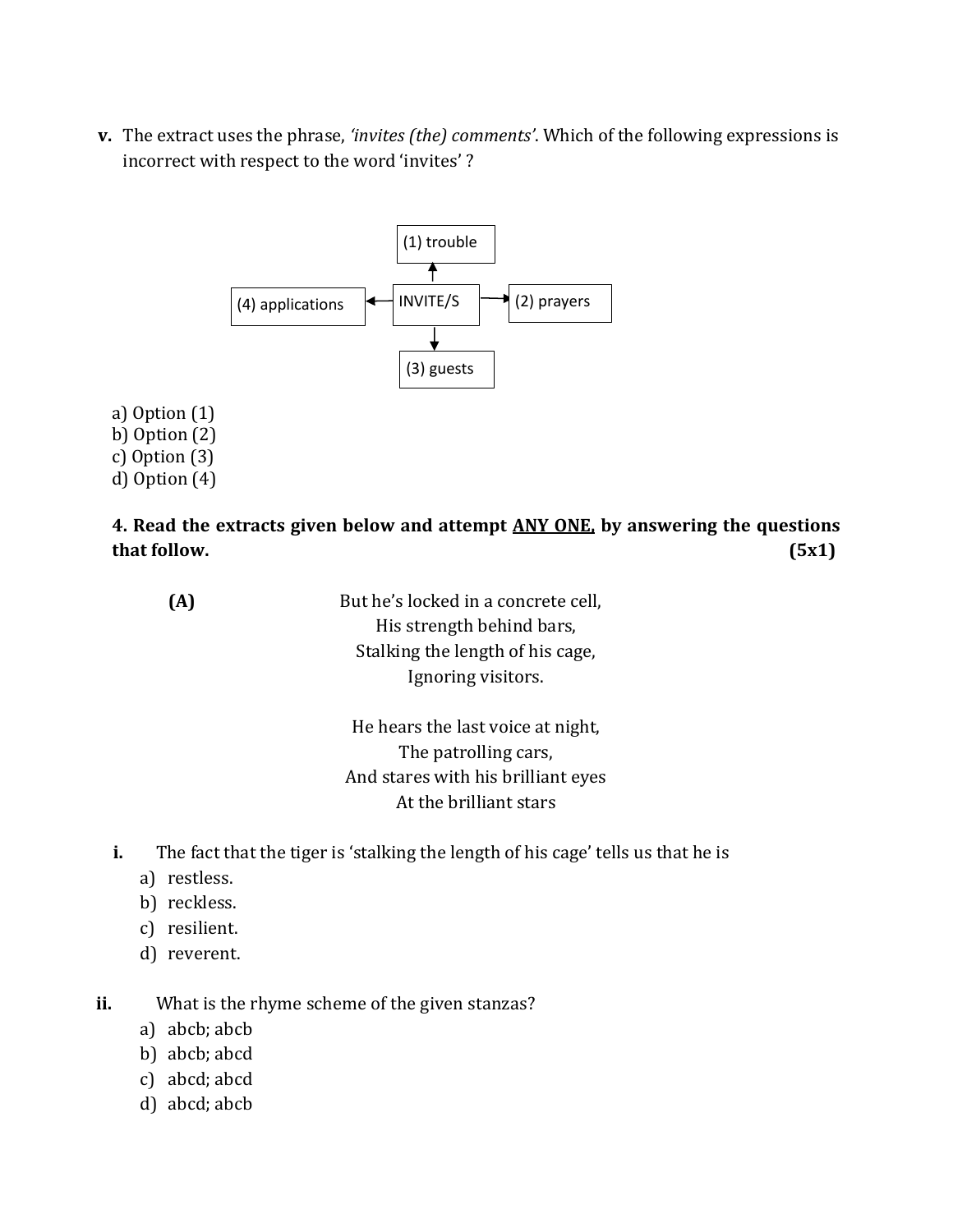**v.** The extract uses the phrase, *'invites (the) comments'*. Which of the following expressions is incorrect with respect to the word 'invites' ?

INVITE/S → (1) trouble; (2) prayers; (3) guests; (4) applications

a) Option (1)
b) Option (2)
c) Option (3)
d) Option (4)

**4. Read the extracts given below and attempt ANY ONE, by answering the questions that follow. (5x1)**

**(A)**

But he's locked in a concrete cell,
His strength behind bars,
Stalking the length of his cage,
Ignoring visitors.

He hears the last voice at night,
The patrolling cars,
And stares with his brilliant eyes
At the brilliant stars

**i.** The fact that the tiger is 'stalking the length of his cage' tells us that he is

a) restless.
b) reckless.
c) resilient.
d) reverent.

**ii.** What is the rhyme scheme of the given stanzas?

a) abcb; abcb
b) abcb; abcd
c) abcd; abcd
d) abcd; abcb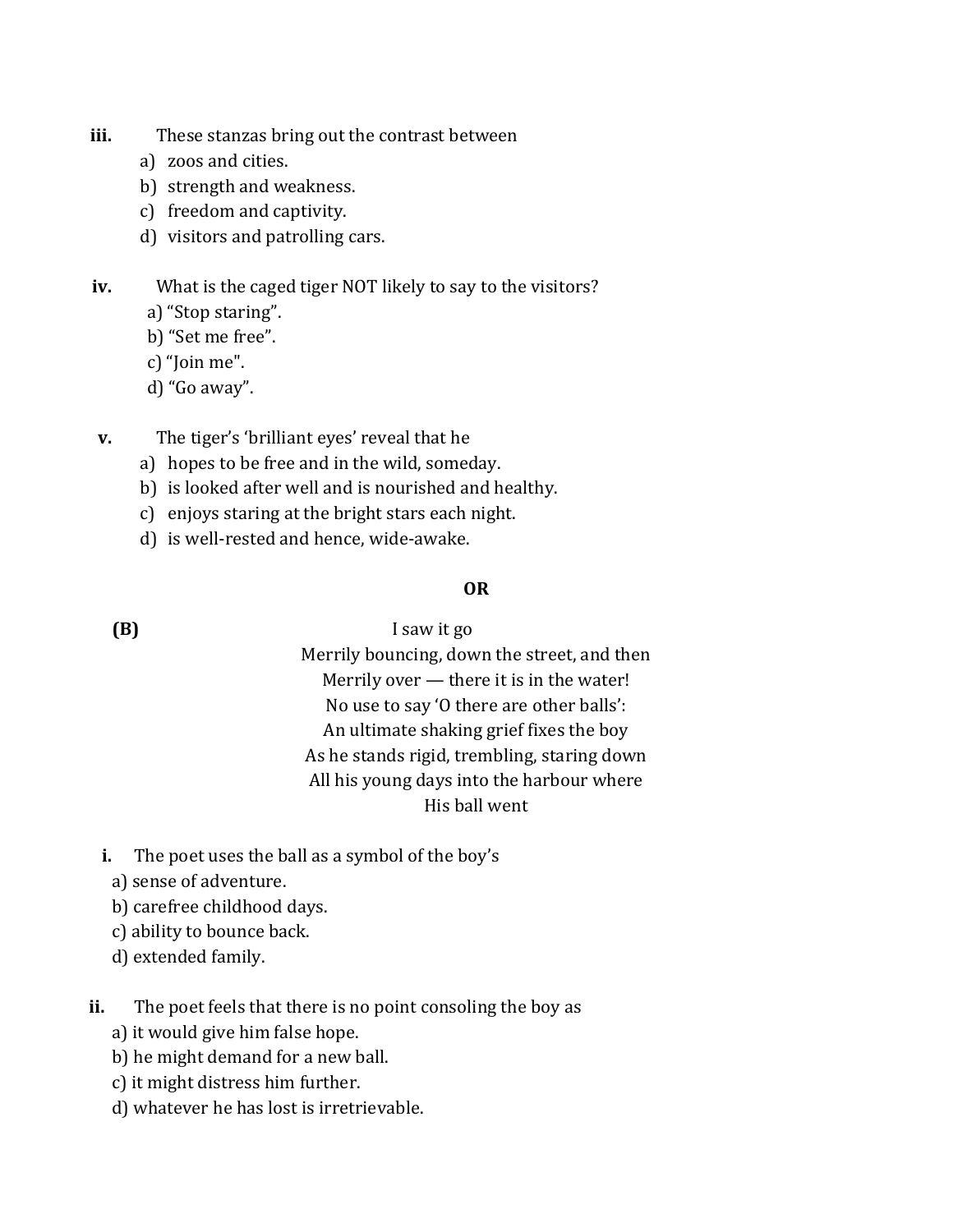**iii.** These stanzas bring out the contrast between

a) zoos and cities.
b) strength and weakness.
c) freedom and captivity.
d) visitors and patrolling cars.

**iv.** What is the caged tiger NOT likely to say to the visitors?

a) “Stop staring”.
b) “Set me free”.
c) “Join me".
d) “Go away”.

**v.** The tiger’s ‘brilliant eyes’ reveal that he

a) hopes to be free and in the wild, someday.
b) is looked after well and is nourished and healthy.
c) enjoys staring at the bright stars each night.
d) is well-rested and hence, wide-awake.

**OR**

**(B)**

I saw it go
Merrily bouncing, down the street, and then
Merrily over — there it is in the water!
No use to say ‘O there are other balls’:
An ultimate shaking grief fixes the boy
As he stands rigid, trembling, staring down
All his young days into the harbour where
His ball went

**i.** The poet uses the ball as a symbol of the boy’s

a) sense of adventure.
b) carefree childhood days.
c) ability to bounce back.
d) extended family.

**ii.** The poet feels that there is no point consoling the boy as

a) it would give him false hope.
b) he might demand for a new ball.
c) it might distress him further.
d) whatever he has lost is irretrievable.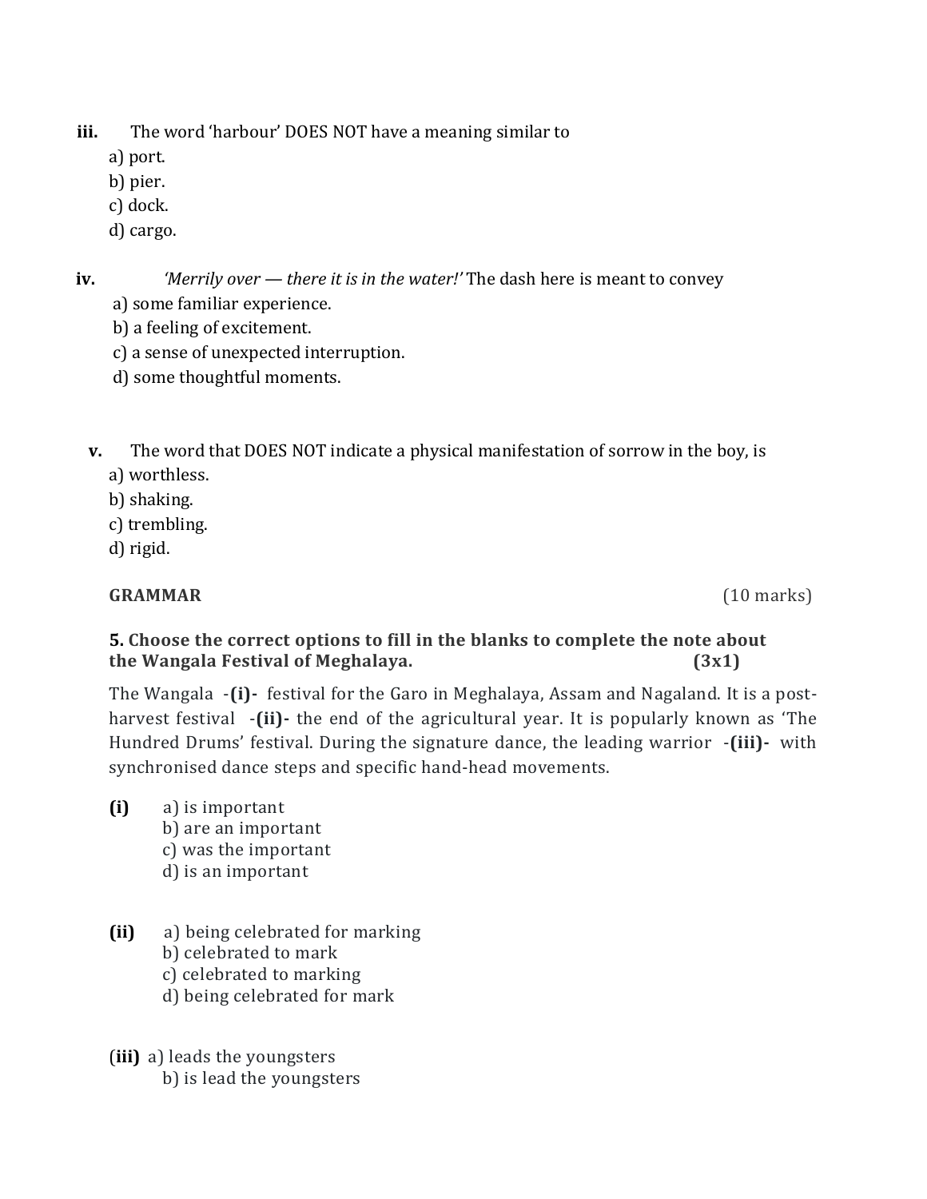**iii.** The word 'harbour' DOES NOT have a meaning similar to

a) port.
b) pier.
c) dock.
d) cargo.

**iv.** *'Merrily over — there it is in the water!'* The dash here is meant to convey

a) some familiar experience.
b) a feeling of excitement.
c) a sense of unexpected interruption.
d) some thoughtful moments.

**v.** The word that DOES NOT indicate a physical manifestation of sorrow in the boy, is

a) worthless.
b) shaking.
c) trembling.
d) rigid.

## GRAMMAR (10 marks)

**5. Choose the correct options to fill in the blanks to complete the note about the Wangala Festival of Meghalaya. (3x1)**

The Wangala **-(i)-** festival for the Garo in Meghalaya, Assam and Nagaland. It is a post-harvest festival **-(ii)-** the end of the agricultural year. It is popularly known as 'The Hundred Drums' festival. During the signature dance, the leading warrior **-(iii)-** with synchronised dance steps and specific hand-head movements.

**(i)**
a) is important
b) are an important
c) was the important
d) is an important

**(ii)**
a) being celebrated for marking
b) celebrated to mark
c) celebrated to marking
d) being celebrated for mark

**(iii)**
a) leads the youngsters
b) is lead the youngsters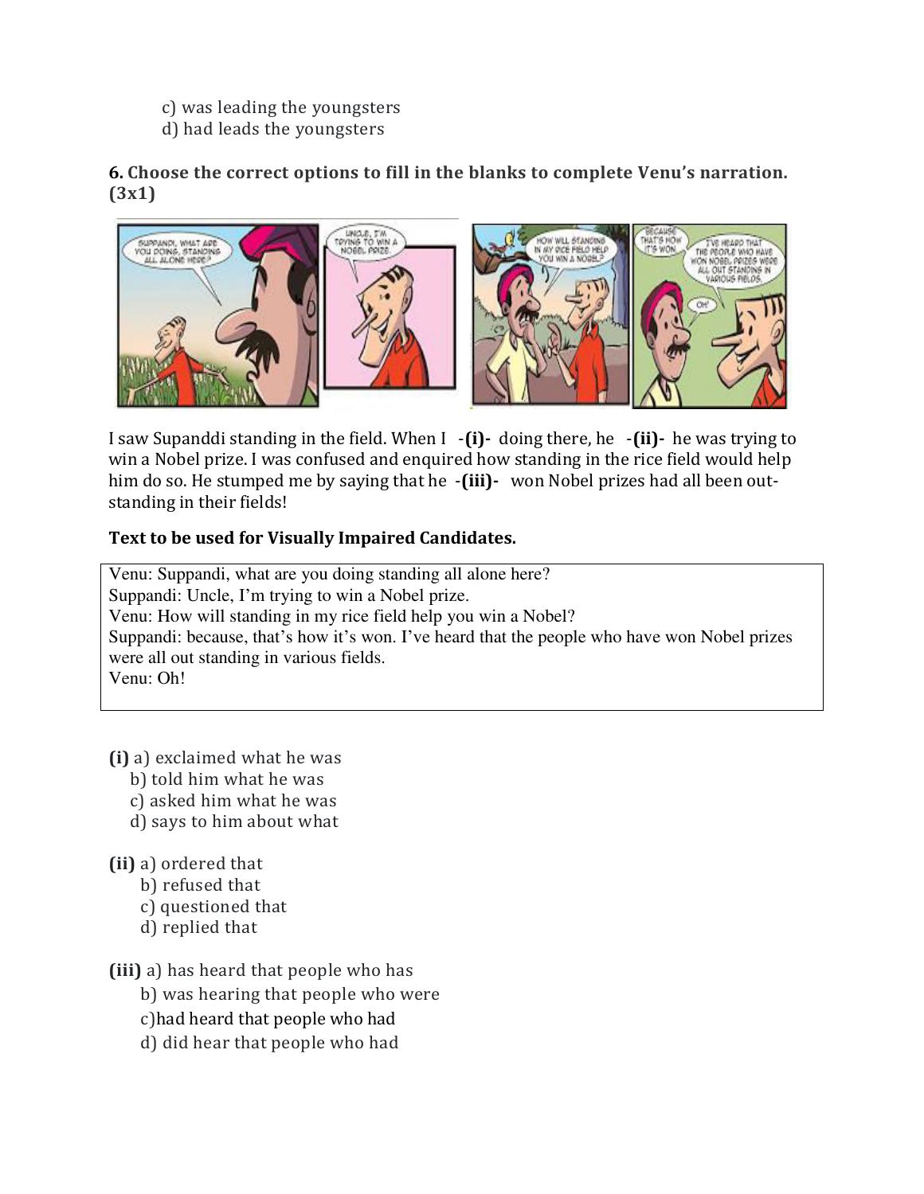c) was leading the youngsters
d) had leads the youngsters

**6. Choose the correct options to fill in the blanks to complete Venu's narration. (3x1)**

I saw Supanddi standing in the field. When I **-(i)-** doing there, he **-(ii)-** he was trying to win a Nobel prize. I was confused and enquired how standing in the rice field would help him do so. He stumped me by saying that he **-(iii)-** won Nobel prizes had all been out-standing in their fields!

**Text to be used for Visually Impaired Candidates.**

Venu: Suppandi, what are you doing standing all alone here?
Suppandi: Uncle, I'm trying to win a Nobel prize.
Venu: How will standing in my rice field help you win a Nobel?
Suppandi: because, that's how it's won. I've heard that the people who have won Nobel prizes were all out standing in various fields.
Venu: Oh!

**(i)** a) exclaimed what he was
b) told him what he was
c) asked him what he was
d) says to him about what

**(ii)** a) ordered that
b) refused that
c) questioned that
d) replied that

**(iii)** a) has heard that people who has
b) was hearing that people who were
c)had heard that people who had
d) did hear that people who had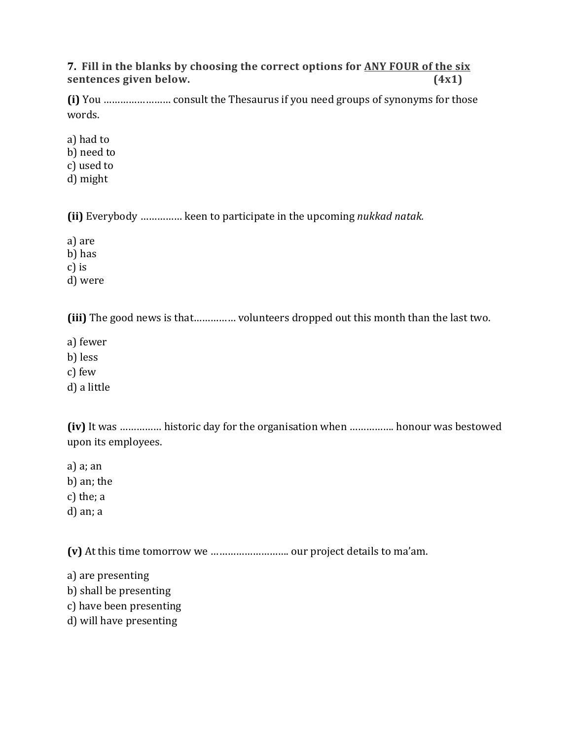**7. Fill in the blanks by choosing the correct options for <u>ANY FOUR of the six</u> sentences given below.** **(4x1)**

**(i)** You …………………… consult the Thesaurus if you need groups of synonyms for those words.

a) had to  
b) need to  
c) used to  
d) might

**(ii)** Everybody …………… keen to participate in the upcoming *nukkad natak.*

a) are  
b) has  
c) is  
d) were

**(iii)** The good news is that…………… volunteers dropped out this month than the last two.

a) fewer  
b) less  
c) few  
d) a little

**(iv)** It was …………… historic day for the organisation when ……………. honour was bestowed upon its employees.

a) a; an  
b) an; the  
c) the; a  
d) an; a

**(v)** At this time tomorrow we ……………………… our project details to ma'am.

a) are presenting  
b) shall be presenting  
c) have been presenting  
d) will have presenting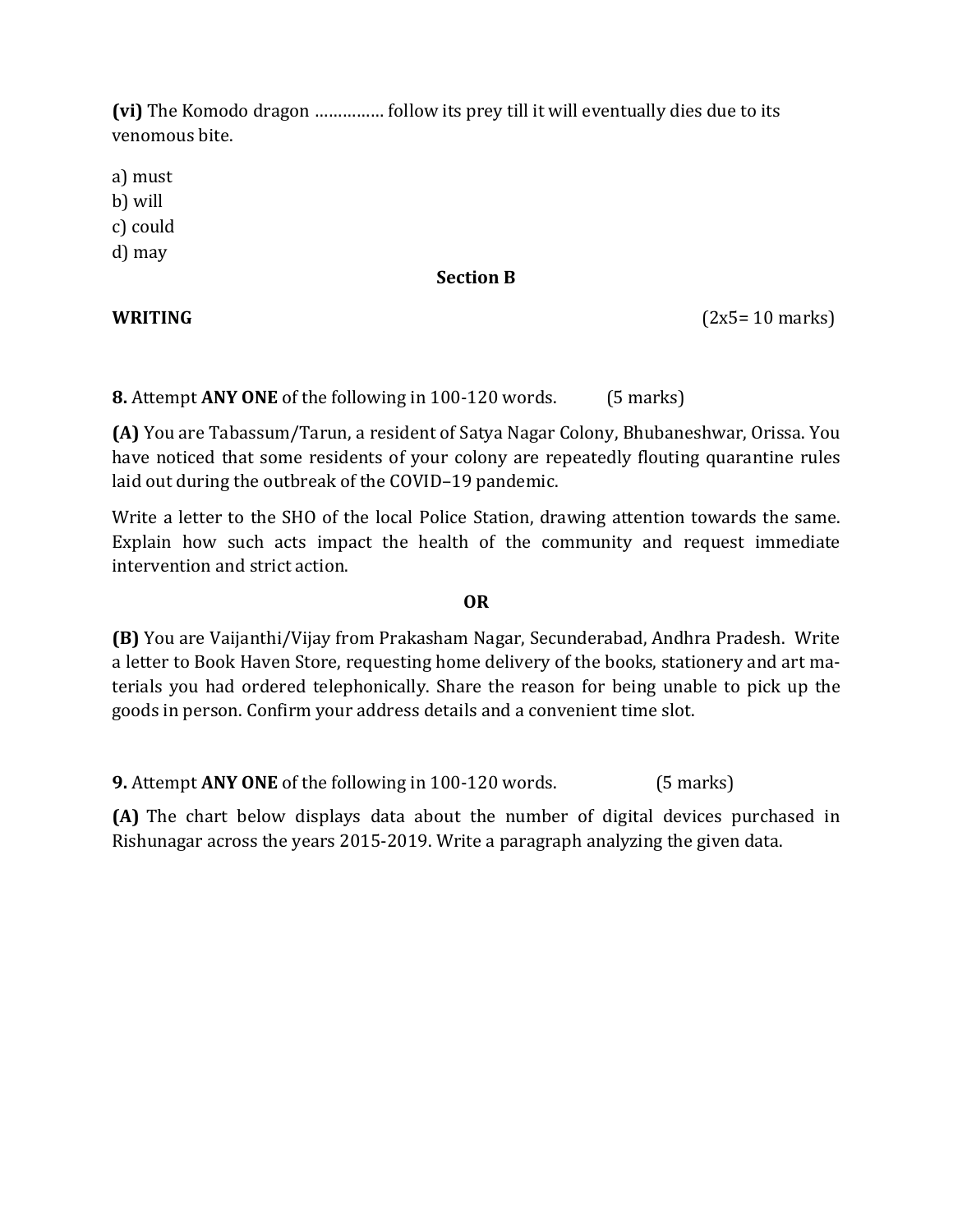**(vi)** The Komodo dragon …………… follow its prey till it will eventually dies due to its venomous bite.

a) must
b) will
c) could
d) may

**Section B**

**WRITING** (2x5= 10 marks)

**8.** Attempt **ANY ONE** of the following in 100-120 words. (5 marks)

**(A)** You are Tabassum/Tarun, a resident of Satya Nagar Colony, Bhubaneshwar, Orissa. You have noticed that some residents of your colony are repeatedly flouting quarantine rules laid out during the outbreak of the COVID–19 pandemic.

Write a letter to the SHO of the local Police Station, drawing attention towards the same. Explain how such acts impact the health of the community and request immediate intervention and strict action.

**OR**

**(B)** You are Vaijanthi/Vijay from Prakasham Nagar, Secunderabad, Andhra Pradesh. Write a letter to Book Haven Store, requesting home delivery of the books, stationery and art materials you had ordered telephonically. Share the reason for being unable to pick up the goods in person. Confirm your address details and a convenient time slot.

**9.** Attempt **ANY ONE** of the following in 100-120 words. (5 marks)

**(A)** The chart below displays data about the number of digital devices purchased in Rishunagar across the years 2015-2019. Write a paragraph analyzing the given data.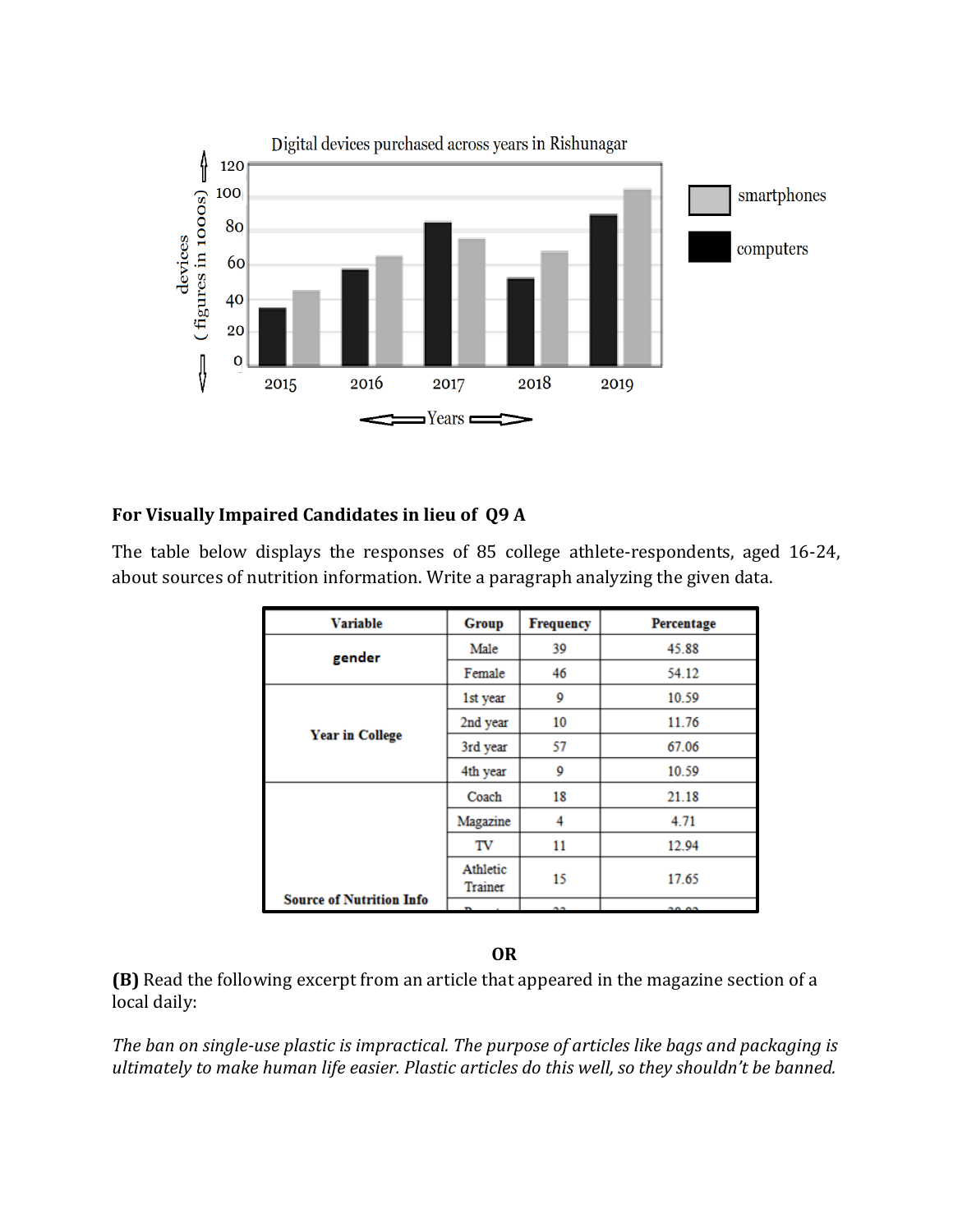Digital devices purchased across years in Rishunagar

devices (figures in 1000s) — Years — smartphones, computers

**For Visually Impaired Candidates in lieu of Q9 A**

The table below displays the responses of 85 college athlete-respondents, aged 16-24, about sources of nutrition information. Write a paragraph analyzing the given data.

| Variable | Group | Frequency | Percentage |
|---|---|---|---|
| gender | Male | 39 | 45.88 |
| | Female | 46 | 54.12 |
| Year in College | 1st year | 9 | 10.59 |
| | 2nd year | 10 | 11.76 |
| | 3rd year | 57 | 67.06 |
| | 4th year | 9 | 10.59 |
| Source of Nutrition Info | Coach | 18 | 21.18 |
| | Magazine | 4 | 4.71 |
| | TV | 11 | 12.94 |
| | Athletic Trainer | 15 | 17.65 |

**OR**

**(B)** Read the following excerpt from an article that appeared in the magazine section of a local daily:

*The ban on single-use plastic is impractical. The purpose of articles like bags and packaging is ultimately to make human life easier. Plastic articles do this well, so they shouldn't be banned.*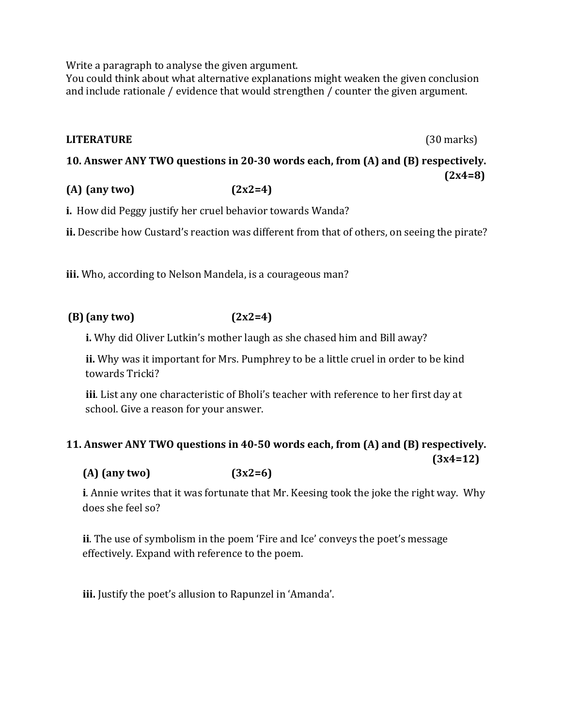Write a paragraph to analyse the given argument.
You could think about what alternative explanations might weaken the given conclusion and include rationale / evidence that would strengthen / counter the given argument.

**LITERATURE** (30 marks)

**10. Answer ANY TWO questions in 20-30 words each, from (A) and (B) respectively.** **(2x4=8)**

**(A) (any two)** **(2x2=4)**

**i.** How did Peggy justify her cruel behavior towards Wanda?

**ii.** Describe how Custard's reaction was different from that of others, on seeing the pirate?

**iii.** Who, according to Nelson Mandela, is a courageous man?

**(B) (any two)** **(2x2=4)**

**i.** Why did Oliver Lutkin's mother laugh as she chased him and Bill away?

**ii.** Why was it important for Mrs. Pumphrey to be a little cruel in order to be kind towards Tricki?

**iii**. List any one characteristic of Bholi's teacher with reference to her first day at school. Give a reason for your answer.

**11. Answer ANY TWO questions in 40-50 words each, from (A) and (B) respectively.** **(3x4=12)**

**(A) (any two)** **(3x2=6)**

**i**. Annie writes that it was fortunate that Mr. Keesing took the joke the right way. Why does she feel so?

**ii**. The use of symbolism in the poem 'Fire and Ice' conveys the poet's message effectively. Expand with reference to the poem.

**iii.** Justify the poet's allusion to Rapunzel in 'Amanda'.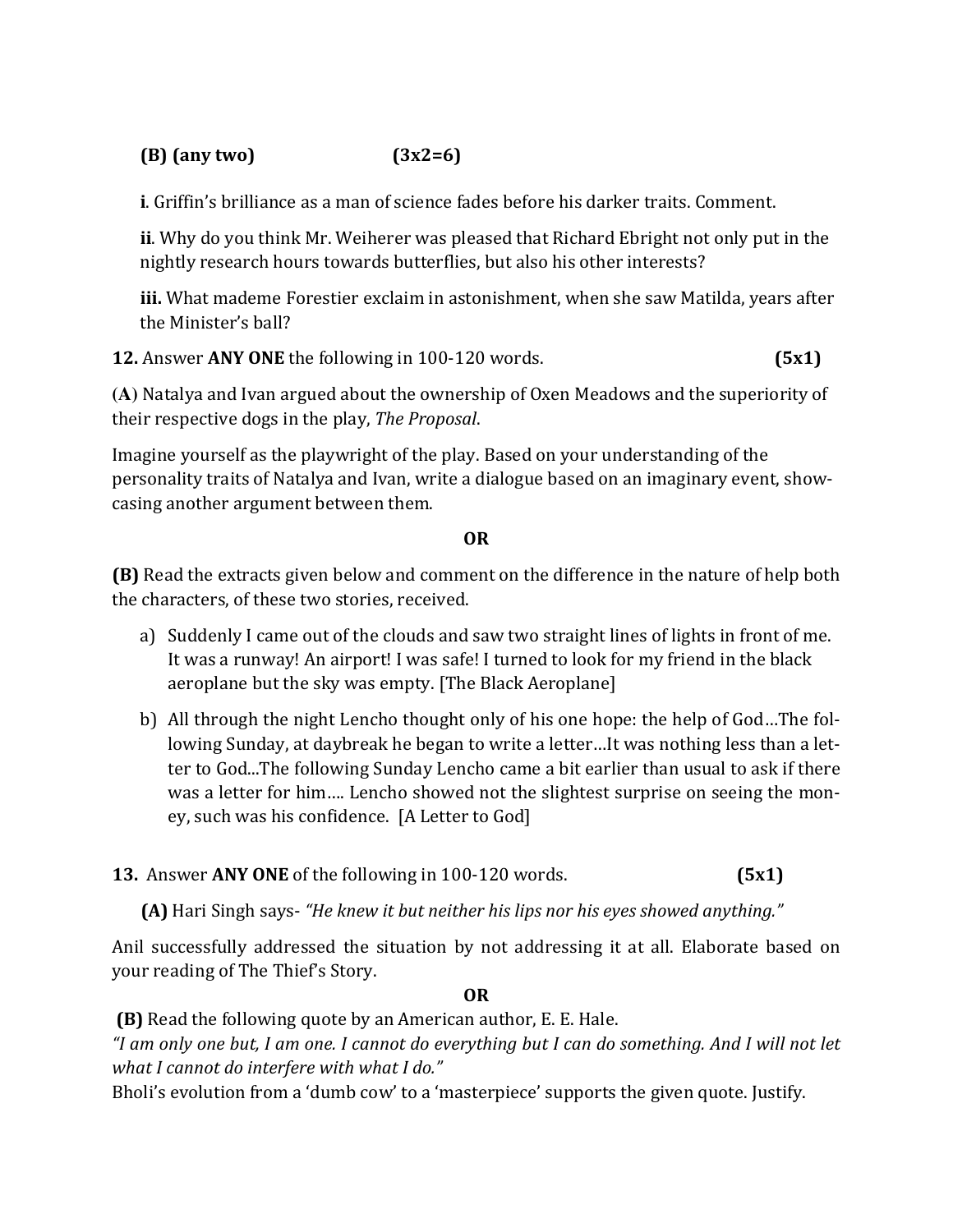**(B) (any two)** **(3x2=6)**

**i**. Griffin's brilliance as a man of science fades before his darker traits. Comment.

**ii**. Why do you think Mr. Weiherer was pleased that Richard Ebright not only put in the nightly research hours towards butterflies, but also his other interests?

**iii.** What mademe Forestier exclaim in astonishment, when she saw Matilda, years after the Minister's ball?

**12.** Answer **ANY ONE** the following in 100-120 words. **(5x1)**

**(A)** Natalya and Ivan argued about the ownership of Oxen Meadows and the superiority of their respective dogs in the play, *The Proposal*.

Imagine yourself as the playwright of the play. Based on your understanding of the personality traits of Natalya and Ivan, write a dialogue based on an imaginary event, showcasing another argument between them.

**OR**

**(B)** Read the extracts given below and comment on the difference in the nature of help both the characters, of these two stories, received.

a) Suddenly I came out of the clouds and saw two straight lines of lights in front of me. It was a runway! An airport! I was safe! I turned to look for my friend in the black aeroplane but the sky was empty. [The Black Aeroplane]

b) All through the night Lencho thought only of his one hope: the help of God…The following Sunday, at daybreak he began to write a letter…It was nothing less than a letter to God...The following Sunday Lencho came a bit earlier than usual to ask if there was a letter for him…. Lencho showed not the slightest surprise on seeing the money, such was his confidence. [A Letter to God]

**13.** Answer **ANY ONE** of the following in 100-120 words. **(5x1)**

**(A)** Hari Singh says- *"He knew it but neither his lips nor his eyes showed anything."*

Anil successfully addressed the situation by not addressing it at all. Elaborate based on your reading of The Thief's Story.

**OR**

**(B)** Read the following quote by an American author, E. E. Hale.
*"I am only one but, I am one. I cannot do everything but I can do something. And I will not let what I cannot do interfere with what I do."*
Bholi's evolution from a 'dumb cow' to a 'masterpiece' supports the given quote. Justify.